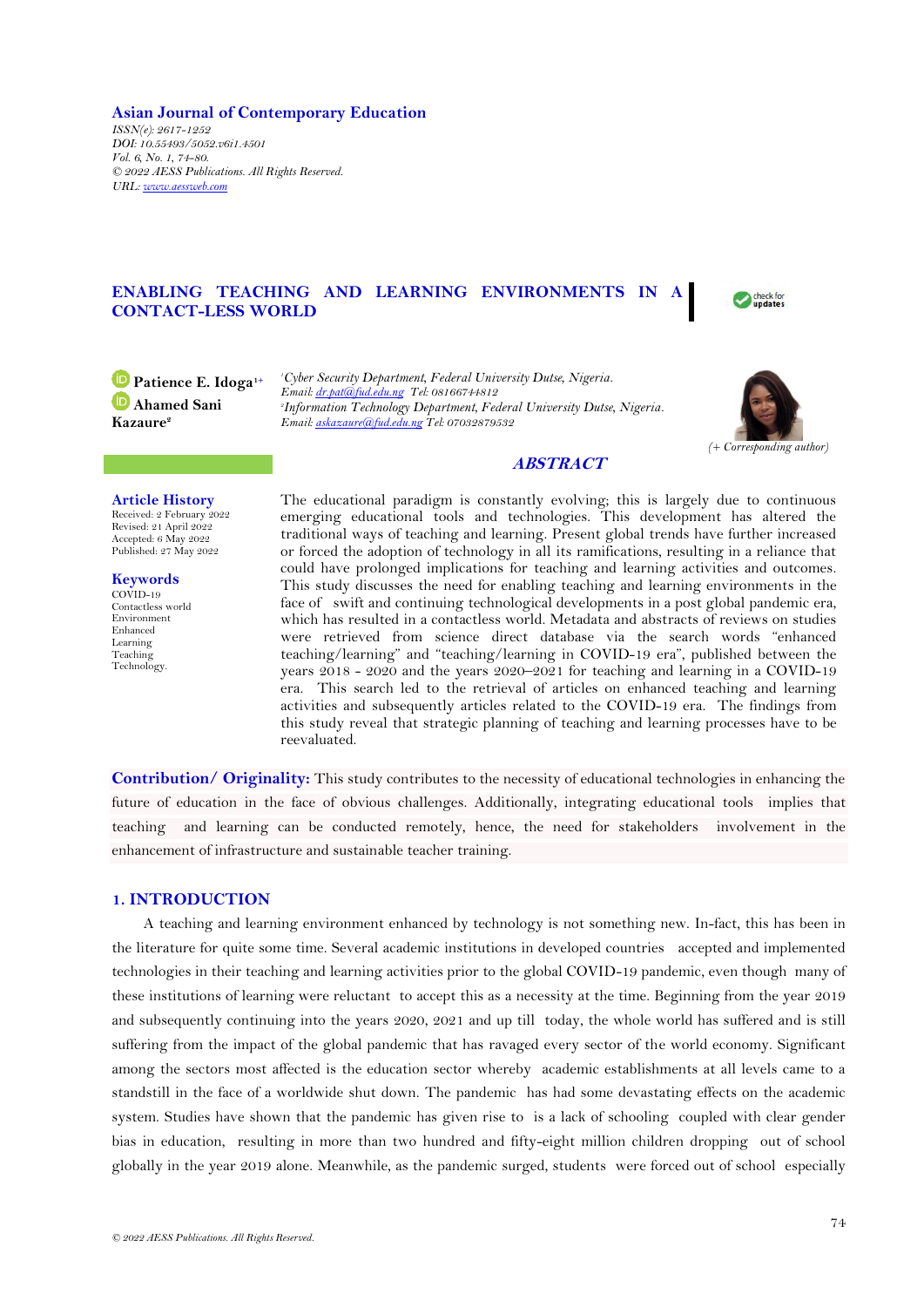**Asian Journal of Contemporary Education**
*ISSN(e): 2617-1252*
*DOI: 10.55493/5052.v6i1.4501*
*Vol. 6, No. 1, 74-80.*
*© 2022 AESS Publications. All Rights Reserved.*
*URL: www.aessweb.com*

# ENABLING TEACHING AND LEARNING ENVIRONMENTS IN A CONTACT-LESS WORLD

**Patience E. Idoga**[1+]
**Ahamed Sani Kazaure**[2]

[1]*Cyber Security Department, Federal University Dutse, Nigeria.*
*Email: dr.pat@fud.edu.ng Tel: 08166744812*
[2]*Information Technology Department, Federal University Dutse, Nigeria.*
*Email: askazaure@fud.edu.ng Tel: 07032879532*

*(+ Corresponding author)*

**Article History**
Received: 2 February 2022
Revised: 21 April 2022
Accepted: 6 May 2022
Published: 27 May 2022

**Keywords**
COVID-19
Contactless world
Environment
Enhanced
Learning
Teaching
Technology.

## ABSTRACT

The educational paradigm is constantly evolving; this is largely due to continuous emerging educational tools and technologies. This development has altered the traditional ways of teaching and learning. Present global trends have further increased or forced the adoption of technology in all its ramifications, resulting in a reliance that could have prolonged implications for teaching and learning activities and outcomes. This study discusses the need for enabling teaching and learning environments in the face of swift and continuing technological developments in a post global pandemic era, which has resulted in a contactless world. Metadata and abstracts of reviews on studies were retrieved from science direct database via the search words "enhanced teaching/learning" and "teaching/learning in COVID-19 era", published between the years 2018 - 2020 and the years 2020–2021 for teaching and learning in a COVID-19 era. This search led to the retrieval of articles on enhanced teaching and learning activities and subsequently articles related to the COVID-19 era. The findings from this study reveal that strategic planning of teaching and learning processes have to be reevaluated.

**Contribution/ Originality:** This study contributes to the necessity of educational technologies in enhancing the future of education in the face of obvious challenges. Additionally, integrating educational tools implies that teaching and learning can be conducted remotely, hence, the need for stakeholders involvement in the enhancement of infrastructure and sustainable teacher training.

## 1. INTRODUCTION

A teaching and learning environment enhanced by technology is not something new. In-fact, this has been in the literature for quite some time. Several academic institutions in developed countries accepted and implemented technologies in their teaching and learning activities prior to the global COVID-19 pandemic, even though many of these institutions of learning were reluctant to accept this as a necessity at the time. Beginning from the year 2019 and subsequently continuing into the years 2020, 2021 and up till today, the whole world has suffered and is still suffering from the impact of the global pandemic that has ravaged every sector of the world economy. Significant among the sectors most affected is the education sector whereby academic establishments at all levels came to a standstill in the face of a worldwide shut down. The pandemic has had some devastating effects on the academic system. Studies have shown that the pandemic has given rise to is a lack of schooling coupled with clear gender bias in education, resulting in more than two hundred and fifty-eight million children dropping out of school globally in the year 2019 alone. Meanwhile, as the pandemic surged, students were forced out of school especially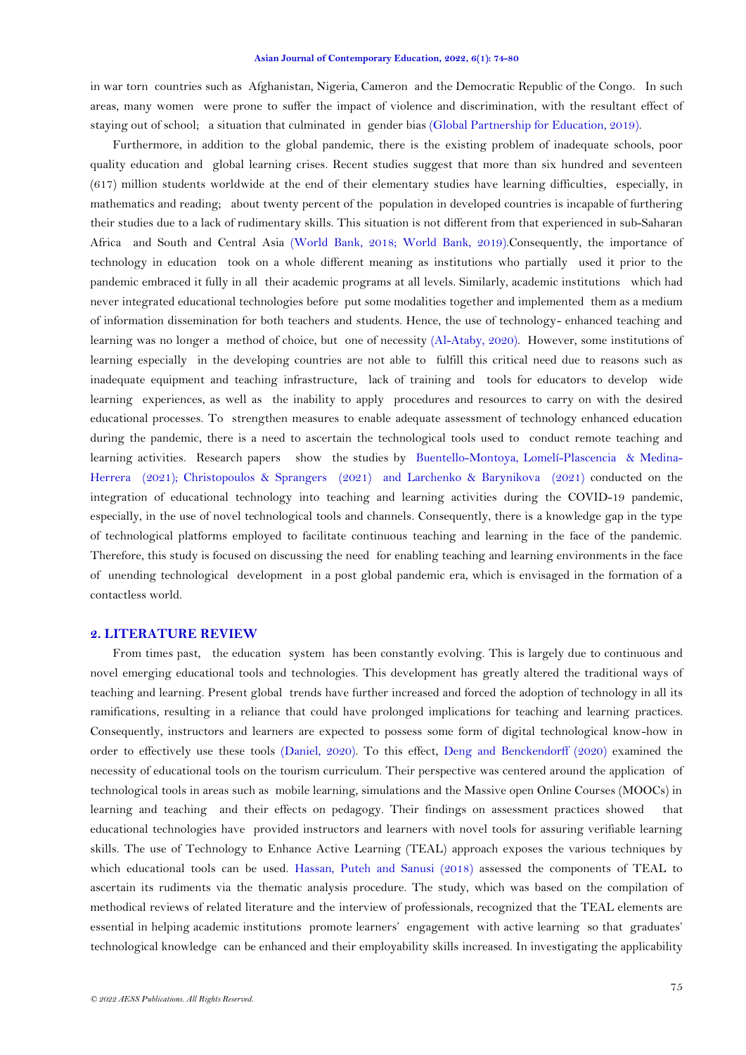in war torn countries such as Afghanistan, Nigeria, Cameron and the Democratic Republic of the Congo. In such areas, many women were prone to suffer the impact of violence and discrimination, with the resultant effect of staying out of school; a situation that culminated in gender bias (Global Partnership for Education, 2019).

Furthermore, in addition to the global pandemic, there is the existing problem of inadequate schools, poor quality education and global learning crises. Recent studies suggest that more than six hundred and seventeen (617) million students worldwide at the end of their elementary studies have learning difficulties, especially, in mathematics and reading; about twenty percent of the population in developed countries is incapable of furthering their studies due to a lack of rudimentary skills. This situation is not different from that experienced in sub-Saharan Africa and South and Central Asia (World Bank, 2018; World Bank, 2019).Consequently, the importance of technology in education took on a whole different meaning as institutions who partially used it prior to the pandemic embraced it fully in all their academic programs at all levels. Similarly, academic institutions which had never integrated educational technologies before put some modalities together and implemented them as a medium of information dissemination for both teachers and students. Hence, the use of technology- enhanced teaching and learning was no longer a method of choice, but one of necessity (Al-Ataby, 2020). However, some institutions of learning especially in the developing countries are not able to fulfill this critical need due to reasons such as inadequate equipment and teaching infrastructure, lack of training and tools for educators to develop wide learning experiences, as well as the inability to apply procedures and resources to carry on with the desired educational processes. To strengthen measures to enable adequate assessment of technology enhanced education during the pandemic, there is a need to ascertain the technological tools used to conduct remote teaching and learning activities. Research papers show the studies by Buentello-Montoya, Lomelí-Plascencia & Medina-Herrera (2021); Christopoulos & Sprangers (2021) and Larchenko & Barynikova (2021) conducted on the integration of educational technology into teaching and learning activities during the COVID-19 pandemic, especially, in the use of novel technological tools and channels. Consequently, there is a knowledge gap in the type of technological platforms employed to facilitate continuous teaching and learning in the face of the pandemic. Therefore, this study is focused on discussing the need for enabling teaching and learning environments in the face of unending technological development in a post global pandemic era, which is envisaged in the formation of a contactless world.

## 2. LITERATURE REVIEW

From times past, the education system has been constantly evolving. This is largely due to continuous and novel emerging educational tools and technologies. This development has greatly altered the traditional ways of teaching and learning. Present global trends have further increased and forced the adoption of technology in all its ramifications, resulting in a reliance that could have prolonged implications for teaching and learning practices. Consequently, instructors and learners are expected to possess some form of digital technological know-how in order to effectively use these tools (Daniel, 2020). To this effect, Deng and Benckendorff (2020) examined the necessity of educational tools on the tourism curriculum. Their perspective was centered around the application of technological tools in areas such as mobile learning, simulations and the Massive open Online Courses (MOOCs) in learning and teaching and their effects on pedagogy. Their findings on assessment practices showed that educational technologies have provided instructors and learners with novel tools for assuring verifiable learning skills. The use of Technology to Enhance Active Learning (TEAL) approach exposes the various techniques by which educational tools can be used. Hassan, Puteh and Sanusi (2018) assessed the components of TEAL to ascertain its rudiments via the thematic analysis procedure. The study, which was based on the compilation of methodical reviews of related literature and the interview of professionals, recognized that the TEAL elements are essential in helping academic institutions promote learners' engagement with active learning so that graduates' technological knowledge can be enhanced and their employability skills increased. In investigating the applicability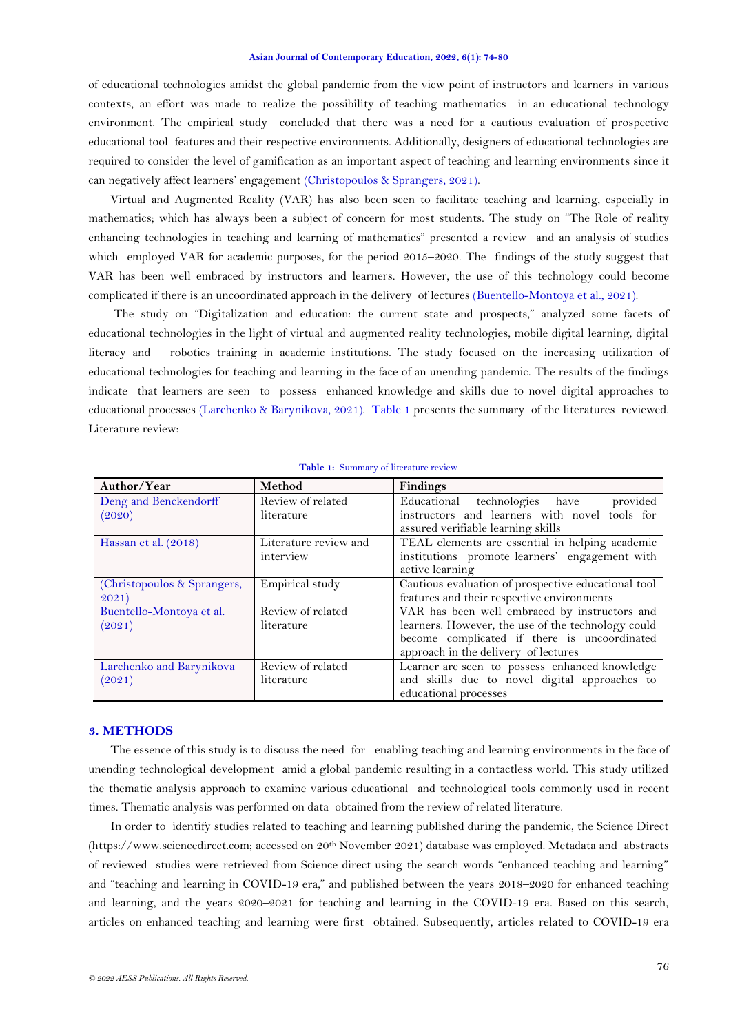of educational technologies amidst the global pandemic from the view point of instructors and learners in various contexts, an effort was made to realize the possibility of teaching mathematics in an educational technology environment. The empirical study concluded that there was a need for a cautious evaluation of prospective educational tool features and their respective environments. Additionally, designers of educational technologies are required to consider the level of gamification as an important aspect of teaching and learning environments since it can negatively affect learners' engagement (Christopoulos & Sprangers, 2021).

Virtual and Augmented Reality (VAR) has also been seen to facilitate teaching and learning, especially in mathematics; which has always been a subject of concern for most students. The study on "The Role of reality enhancing technologies in teaching and learning of mathematics" presented a review and an analysis of studies which employed VAR for academic purposes, for the period 2015–2020. The findings of the study suggest that VAR has been well embraced by instructors and learners. However, the use of this technology could become complicated if there is an uncoordinated approach in the delivery of lectures (Buentello-Montoya et al., 2021).

The study on "Digitalization and education: the current state and prospects," analyzed some facets of educational technologies in the light of virtual and augmented reality technologies, mobile digital learning, digital literacy and robotics training in academic institutions. The study focused on the increasing utilization of educational technologies for teaching and learning in the face of an unending pandemic. The results of the findings indicate that learners are seen to possess enhanced knowledge and skills due to novel digital approaches to educational processes (Larchenko & Barynikova, 2021). Table 1 presents the summary of the literatures reviewed. Literature review:

**Table 1:** Summary of literature review

| Author/Year | Method | Findings |
|---|---|---|
| Deng and Benckendorff (2020) | Review of related literature | Educational technologies have provided instructors and learners with novel tools for assured verifiable learning skills |
| Hassan et al. (2018) | Literature review and interview | TEAL elements are essential in helping academic institutions promote learners' engagement with active learning |
| (Christopoulos & Sprangers, 2021) | Empirical study | Cautious evaluation of prospective educational tool features and their respective environments |
| Buentello-Montoya et al. (2021) | Review of related literature | VAR has been well embraced by instructors and learners. However, the use of the technology could become complicated if there is uncoordinated approach in the delivery of lectures |
| Larchenko and Barynikova (2021) | Review of related literature | Learner are seen to possess enhanced knowledge and skills due to novel digital approaches to educational processes |

## 3. METHODS

The essence of this study is to discuss the need for enabling teaching and learning environments in the face of unending technological development amid a global pandemic resulting in a contactless world. This study utilized the thematic analysis approach to examine various educational and technological tools commonly used in recent times. Thematic analysis was performed on data obtained from the review of related literature.

In order to identify studies related to teaching and learning published during the pandemic, the Science Direct (https://www.sciencedirect.com; accessed on 20th November 2021) database was employed. Metadata and abstracts of reviewed studies were retrieved from Science direct using the search words "enhanced teaching and learning" and "teaching and learning in COVID-19 era," and published between the years 2018–2020 for enhanced teaching and learning, and the years 2020–2021 for teaching and learning in the COVID-19 era. Based on this search, articles on enhanced teaching and learning were first obtained. Subsequently, articles related to COVID-19 era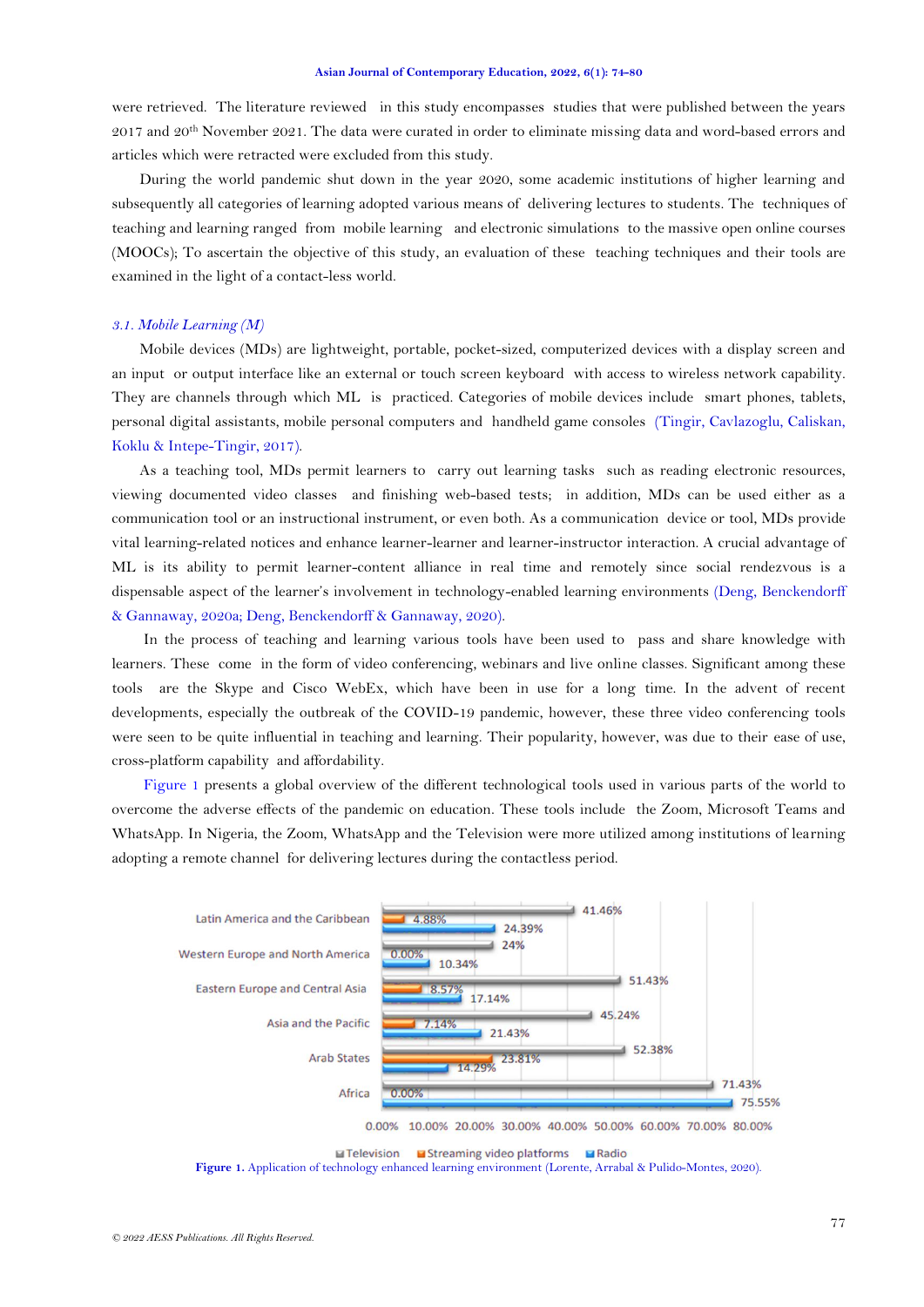were retrieved. The literature reviewed in this study encompasses studies that were published between the years 2017 and 20th November 2021. The data were curated in order to eliminate missing data and word-based errors and articles which were retracted were excluded from this study.

During the world pandemic shut down in the year 2020, some academic institutions of higher learning and subsequently all categories of learning adopted various means of delivering lectures to students. The techniques of teaching and learning ranged from mobile learning and electronic simulations to the massive open online courses (MOOCs); To ascertain the objective of this study, an evaluation of these teaching techniques and their tools are examined in the light of a contact-less world.

### *3.1. Mobile Learning (M)*

Mobile devices (MDs) are lightweight, portable, pocket-sized, computerized devices with a display screen and an input or output interface like an external or touch screen keyboard with access to wireless network capability. They are channels through which ML is practiced. Categories of mobile devices include smart phones, tablets, personal digital assistants, mobile personal computers and handheld game consoles (Tingir, Cavlazoglu, Caliskan, Koklu & Intepe-Tingir, 2017).

As a teaching tool, MDs permit learners to carry out learning tasks such as reading electronic resources, viewing documented video classes and finishing web-based tests; in addition, MDs can be used either as a communication tool or an instructional instrument, or even both. As a communication device or tool, MDs provide vital learning-related notices and enhance learner-learner and learner-instructor interaction. A crucial advantage of ML is its ability to permit learner-content alliance in real time and remotely since social rendezvous is a dispensable aspect of the learner's involvement in technology-enabled learning environments (Deng, Benckendorff & Gannaway, 2020a; Deng, Benckendorff & Gannaway, 2020).

In the process of teaching and learning various tools have been used to pass and share knowledge with learners. These come in the form of video conferencing, webinars and live online classes. Significant among these tools are the Skype and Cisco WebEx, which have been in use for a long time. In the advent of recent developments, especially the outbreak of the COVID-19 pandemic, however, these three video conferencing tools were seen to be quite influential in teaching and learning. Their popularity, however, was due to their ease of use, cross-platform capability and affordability.

Figure 1 presents a global overview of the different technological tools used in various parts of the world to overcome the adverse effects of the pandemic on education. These tools include the Zoom, Microsoft Teams and WhatsApp. In Nigeria, the Zoom, WhatsApp and the Television were more utilized among institutions of learning adopting a remote channel for delivering lectures during the contactless period.

**Figure 1.** Application of technology enhanced learning environment (Lorente, Arrabal & Pulido-Montes, 2020).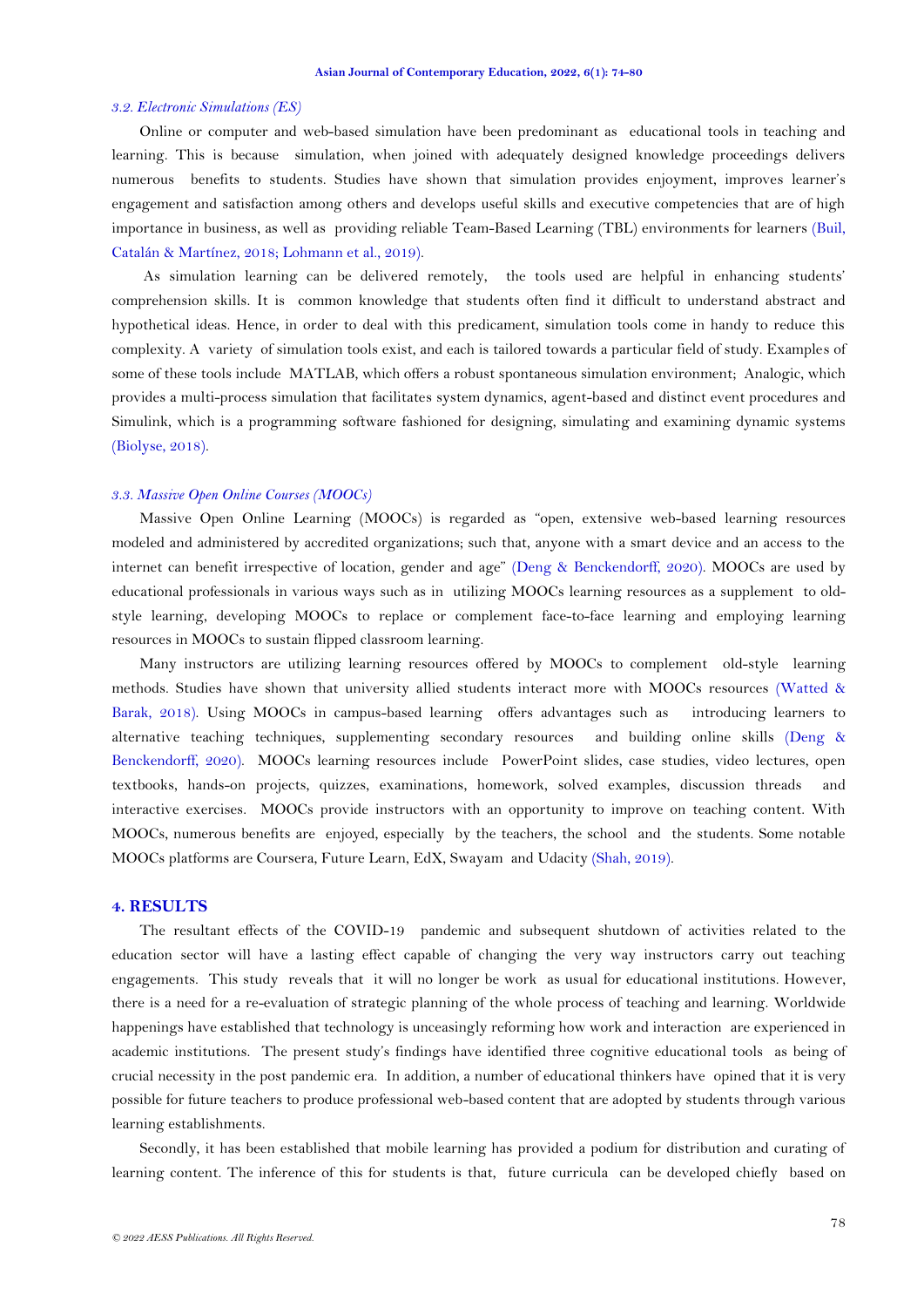### 3.2. Electronic Simulations (ES)

Online or computer and web-based simulation have been predominant as educational tools in teaching and learning. This is because simulation, when joined with adequately designed knowledge proceedings delivers numerous benefits to students. Studies have shown that simulation provides enjoyment, improves learner's engagement and satisfaction among others and develops useful skills and executive competencies that are of high importance in business, as well as providing reliable Team-Based Learning (TBL) environments for learners (Buil, Catalán & Martínez, 2018; Lohmann et al., 2019).

As simulation learning can be delivered remotely, the tools used are helpful in enhancing students' comprehension skills. It is common knowledge that students often find it difficult to understand abstract and hypothetical ideas. Hence, in order to deal with this predicament, simulation tools come in handy to reduce this complexity. A variety of simulation tools exist, and each is tailored towards a particular field of study. Examples of some of these tools include MATLAB, which offers a robust spontaneous simulation environment; Analogic, which provides a multi-process simulation that facilitates system dynamics, agent-based and distinct event procedures and Simulink, which is a programming software fashioned for designing, simulating and examining dynamic systems (Biolyse, 2018).

### 3.3. Massive Open Online Courses (MOOCs)

Massive Open Online Learning (MOOCs) is regarded as "open, extensive web-based learning resources modeled and administered by accredited organizations; such that, anyone with a smart device and an access to the internet can benefit irrespective of location, gender and age" (Deng & Benckendorff, 2020). MOOCs are used by educational professionals in various ways such as in utilizing MOOCs learning resources as a supplement to old-style learning, developing MOOCs to replace or complement face-to-face learning and employing learning resources in MOOCs to sustain flipped classroom learning.

Many instructors are utilizing learning resources offered by MOOCs to complement old-style learning methods. Studies have shown that university allied students interact more with MOOCs resources (Watted & Barak, 2018). Using MOOCs in campus-based learning offers advantages such as introducing learners to alternative teaching techniques, supplementing secondary resources and building online skills (Deng & Benckendorff, 2020). MOOCs learning resources include PowerPoint slides, case studies, video lectures, open textbooks, hands-on projects, quizzes, examinations, homework, solved examples, discussion threads and interactive exercises. MOOCs provide instructors with an opportunity to improve on teaching content. With MOOCs, numerous benefits are enjoyed, especially by the teachers, the school and the students. Some notable MOOCs platforms are Coursera, Future Learn, EdX, Swayam and Udacity (Shah, 2019).

## 4. RESULTS

The resultant effects of the COVID-19 pandemic and subsequent shutdown of activities related to the education sector will have a lasting effect capable of changing the very way instructors carry out teaching engagements. This study reveals that it will no longer be work as usual for educational institutions. However, there is a need for a re-evaluation of strategic planning of the whole process of teaching and learning. Worldwide happenings have established that technology is unceasingly reforming how work and interaction are experienced in academic institutions. The present study's findings have identified three cognitive educational tools as being of crucial necessity in the post pandemic era. In addition, a number of educational thinkers have opined that it is very possible for future teachers to produce professional web-based content that are adopted by students through various learning establishments.

Secondly, it has been established that mobile learning has provided a podium for distribution and curating of learning content. The inference of this for students is that, future curricula can be developed chiefly based on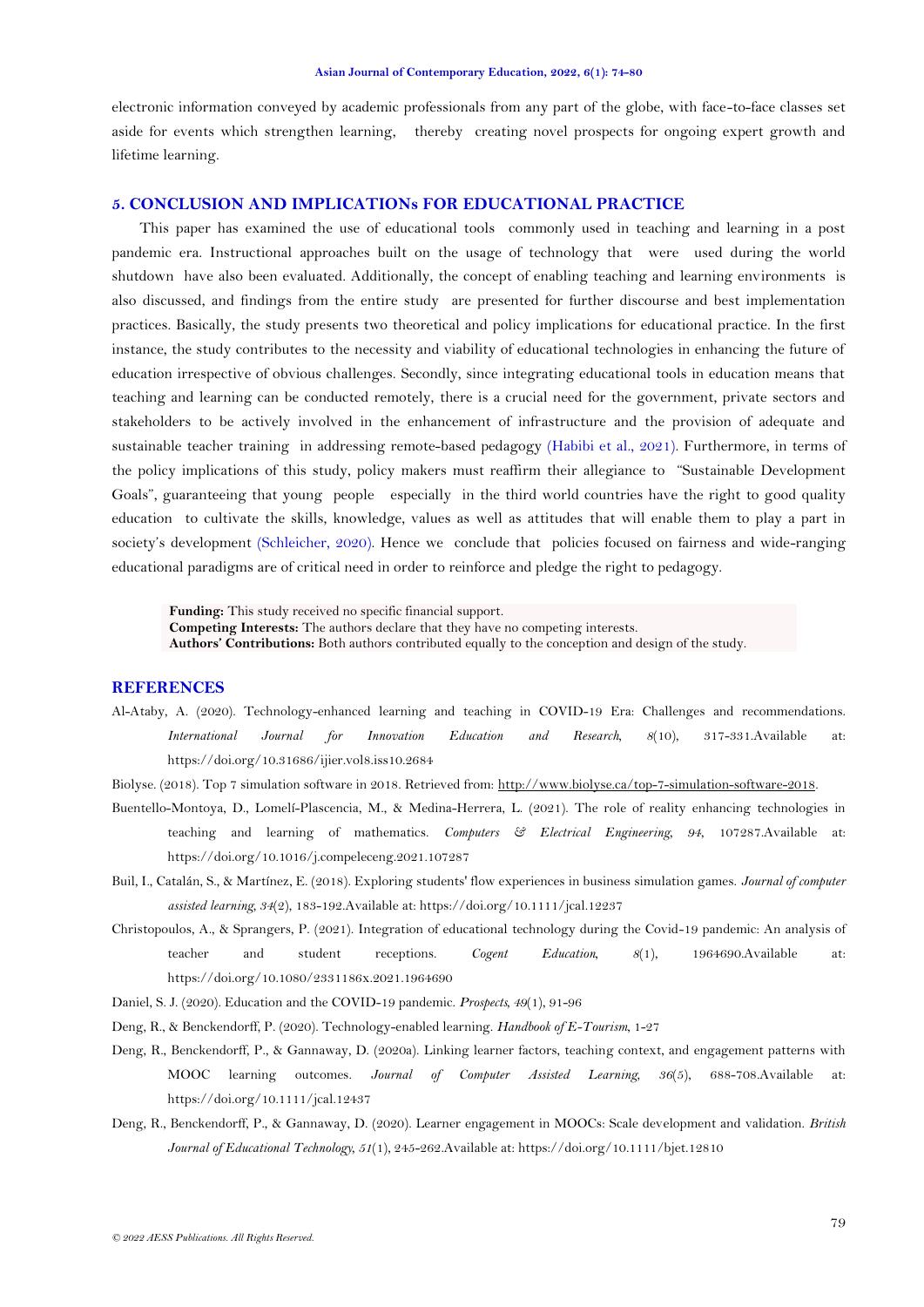electronic information conveyed by academic professionals from any part of the globe, with face-to-face classes set aside for events which strengthen learning, thereby creating novel prospects for ongoing expert growth and lifetime learning.

## 5. CONCLUSION AND IMPLICATIONs FOR EDUCATIONAL PRACTICE

This paper has examined the use of educational tools commonly used in teaching and learning in a post pandemic era. Instructional approaches built on the usage of technology that were used during the world shutdown have also been evaluated. Additionally, the concept of enabling teaching and learning environments is also discussed, and findings from the entire study are presented for further discourse and best implementation practices. Basically, the study presents two theoretical and policy implications for educational practice. In the first instance, the study contributes to the necessity and viability of educational technologies in enhancing the future of education irrespective of obvious challenges. Secondly, since integrating educational tools in education means that teaching and learning can be conducted remotely, there is a crucial need for the government, private sectors and stakeholders to be actively involved in the enhancement of infrastructure and the provision of adequate and sustainable teacher training in addressing remote-based pedagogy (Habibi et al., 2021). Furthermore, in terms of the policy implications of this study, policy makers must reaffirm their allegiance to "Sustainable Development Goals", guaranteeing that young people especially in the third world countries have the right to good quality education to cultivate the skills, knowledge, values as well as attitudes that will enable them to play a part in society's development (Schleicher, 2020). Hence we conclude that policies focused on fairness and wide-ranging educational paradigms are of critical need in order to reinforce and pledge the right to pedagogy.

**Funding:** This study received no specific financial support.
**Competing Interests:** The authors declare that they have no competing interests.
**Authors' Contributions:** Both authors contributed equally to the conception and design of the study.

## REFERENCES

Al-Ataby, A. (2020). Technology-enhanced learning and teaching in COVID-19 Era: Challenges and recommendations. *International Journal for Innovation Education and Research*, *8*(10), 317-331.Available at: https://doi.org/10.31686/ijier.vol8.iss10.2684

Biolyse. (2018). Top 7 simulation software in 2018. Retrieved from: http://www.biolyse.ca/top-7-simulation-software-2018.

Buentello-Montoya, D., Lomelí-Plascencia, M., & Medina-Herrera, L. (2021). The role of reality enhancing technologies in teaching and learning of mathematics. *Computers & Electrical Engineering*, *94*, 107287.Available at: https://doi.org/10.1016/j.compeleceng.2021.107287

Buil, I., Catalán, S., & Martínez, E. (2018). Exploring students' flow experiences in business simulation games. *Journal of computer assisted learning*, *34*(2), 183-192.Available at: https://doi.org/10.1111/jcal.12237

Christopoulos, A., & Sprangers, P. (2021). Integration of educational technology during the Covid-19 pandemic: An analysis of teacher and student receptions. *Cogent Education*, *8*(1), 1964690.Available at: https://doi.org/10.1080/2331186x.2021.1964690

Daniel, S. J. (2020). Education and the COVID-19 pandemic. *Prospects*, *49*(1), 91-96

Deng, R., & Benckendorff, P. (2020). Technology-enabled learning. *Handbook of E-Tourism*, 1-27

Deng, R., Benckendorff, P., & Gannaway, D. (2020a). Linking learner factors, teaching context, and engagement patterns with MOOC learning outcomes. *Journal of Computer Assisted Learning*, *36*(5), 688-708.Available at: https://doi.org/10.1111/jcal.12437

Deng, R., Benckendorff, P., & Gannaway, D. (2020). Learner engagement in MOOCs: Scale development and validation. *British Journal of Educational Technology*, *51*(1), 245-262.Available at: https://doi.org/10.1111/bjet.12810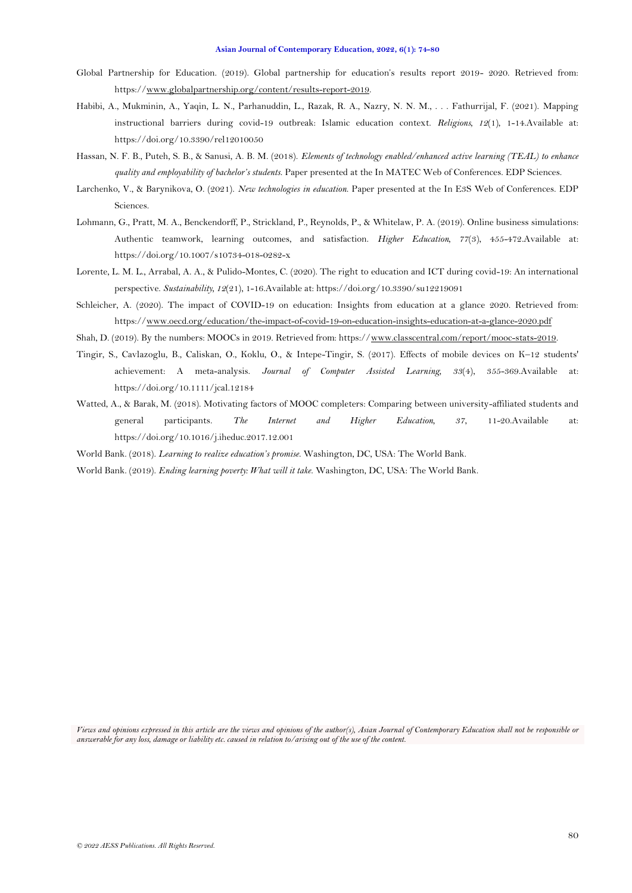Global Partnership for Education. (2019). Global partnership for education's results report 2019- 2020. Retrieved from: https://www.globalpartnership.org/content/results-report-2019.

Habibi, A., Mukminin, A., Yaqin, L. N., Parhanuddin, L., Razak, R. A., Nazry, N. N. M., . . . Fathurrijal, F. (2021). Mapping instructional barriers during covid-19 outbreak: Islamic education context. *Religions*, *12*(1), 1-14.Available at: https://doi.org/10.3390/rel12010050

Hassan, N. F. B., Puteh, S. B., & Sanusi, A. B. M. (2018). *Elements of technology enabled/enhanced active learning (TEAL) to enhance quality and employability of bachelor's students*. Paper presented at the In MATEC Web of Conferences. EDP Sciences.

Larchenko, V., & Barynikova, O. (2021). *New technologies in education*. Paper presented at the In E3S Web of Conferences. EDP Sciences.

Lohmann, G., Pratt, M. A., Benckendorff, P., Strickland, P., Reynolds, P., & Whitelaw, P. A. (2019). Online business simulations: Authentic teamwork, learning outcomes, and satisfaction. *Higher Education*, *77*(3), 455-472.Available at: https://doi.org/10.1007/s10734-018-0282-x

Lorente, L. M. L., Arrabal, A. A., & Pulido-Montes, C. (2020). The right to education and ICT during covid-19: An international perspective. *Sustainability*, *12*(21), 1-16.Available at: https://doi.org/10.3390/su12219091

Schleicher, A. (2020). The impact of COVID-19 on education: Insights from education at a glance 2020. Retrieved from: https://www.oecd.org/education/the-impact-of-covid-19-on-education-insights-education-at-a-glance-2020.pdf

Shah, D. (2019). By the numbers: MOOCs in 2019. Retrieved from: https://www.classcentral.com/report/mooc-stats-2019.

Tingir, S., Cavlazoglu, B., Caliskan, O., Koklu, O., & Intepe-Tingir, S. (2017). Effects of mobile devices on K–12 students' achievement: A meta-analysis. *Journal of Computer Assisted Learning*, *33*(4), 355-369.Available at: https://doi.org/10.1111/jcal.12184

Watted, A., & Barak, M. (2018). Motivating factors of MOOC completers: Comparing between university-affiliated students and general participants. *The Internet and Higher Education*, *37*, 11-20.Available at: https://doi.org/10.1016/j.iheduc.2017.12.001

World Bank. (2018). *Learning to realize education's promise*. Washington, DC, USA: The World Bank.

World Bank. (2019). *Ending learning poverty: What will it take*. Washington, DC, USA: The World Bank.

*Views and opinions expressed in this article are the views and opinions of the author(s), Asian Journal of Contemporary Education shall not be responsible or answerable for any loss, damage or liability etc. caused in relation to/arising out of the use of the content.*